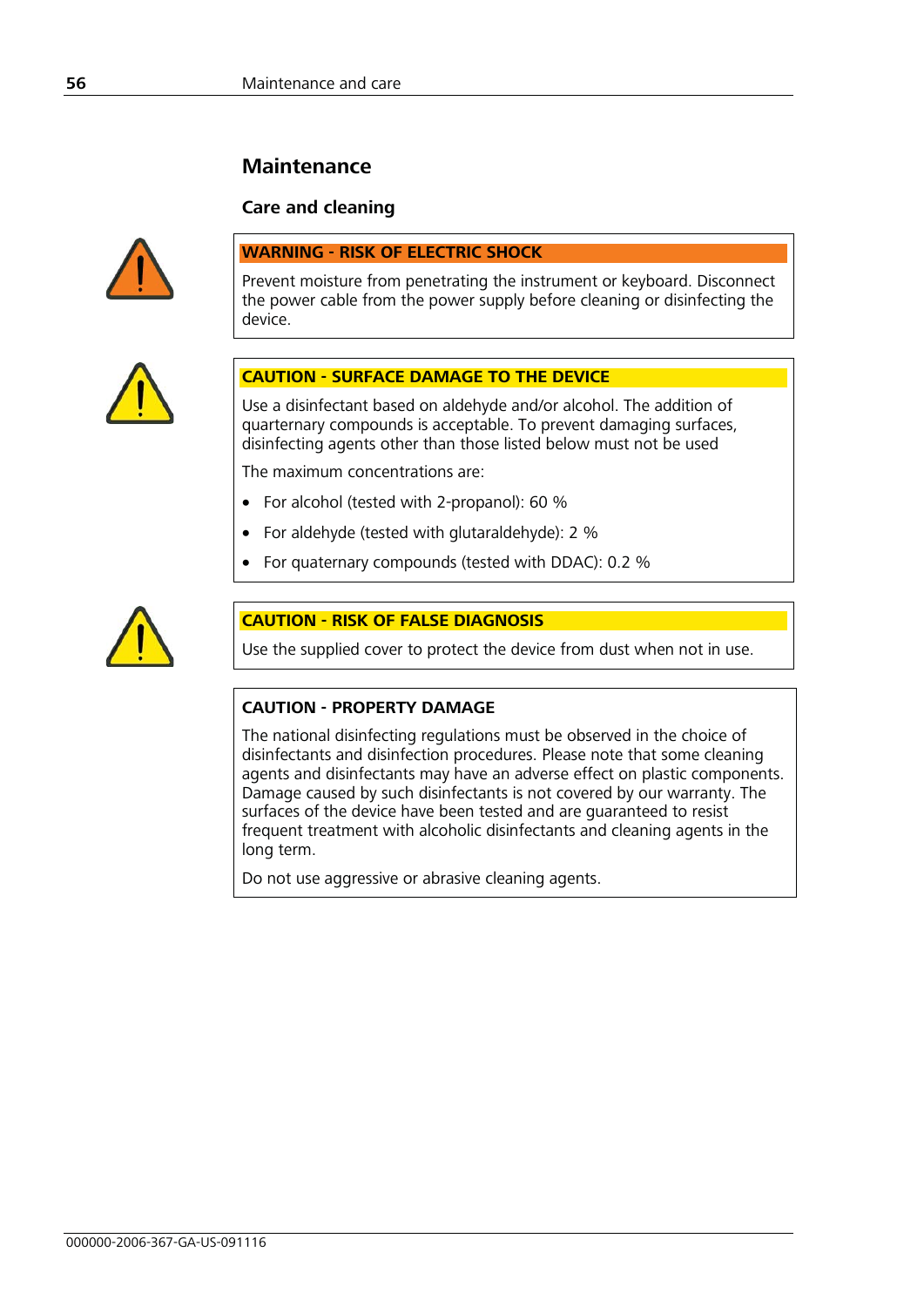# Maintenance

## Care and cleaning

**WARNING - RISK OF ELECTRIC SHOCK**

Prevent moisture from penetrating the instrument or keyboard. Disconnect the power cable from the power supply before cleaning or disinfecting the device.

**CAUTION - SURFACE DAMAGE TO THE DEVICE**

Use a disinfectant based on aldehyde and/or alcohol. The addition of quarternary compounds is acceptable. To prevent damaging surfaces, disinfecting agents other than those listed below must not be used

The maximum concentrations are:

- For alcohol (tested with 2-propanol): 60 %
- For aldehyde (tested with glutaraldehyde): 2 %
- For quaternary compounds (tested with DDAC): 0.2 %

**CAUTION - RISK OF FALSE DIAGNOSIS**

Use the supplied cover to protect the device from dust when not in use.

**CAUTION - PROPERTY DAMAGE**

The national disinfecting regulations must be observed in the choice of disinfectants and disinfection procedures. Please note that some cleaning agents and disinfectants may have an adverse effect on plastic components. Damage caused by such disinfectants is not covered by our warranty. The surfaces of the device have been tested and are guaranteed to resist frequent treatment with alcoholic disinfectants and cleaning agents in the long term.

Do not use aggressive or abrasive cleaning agents.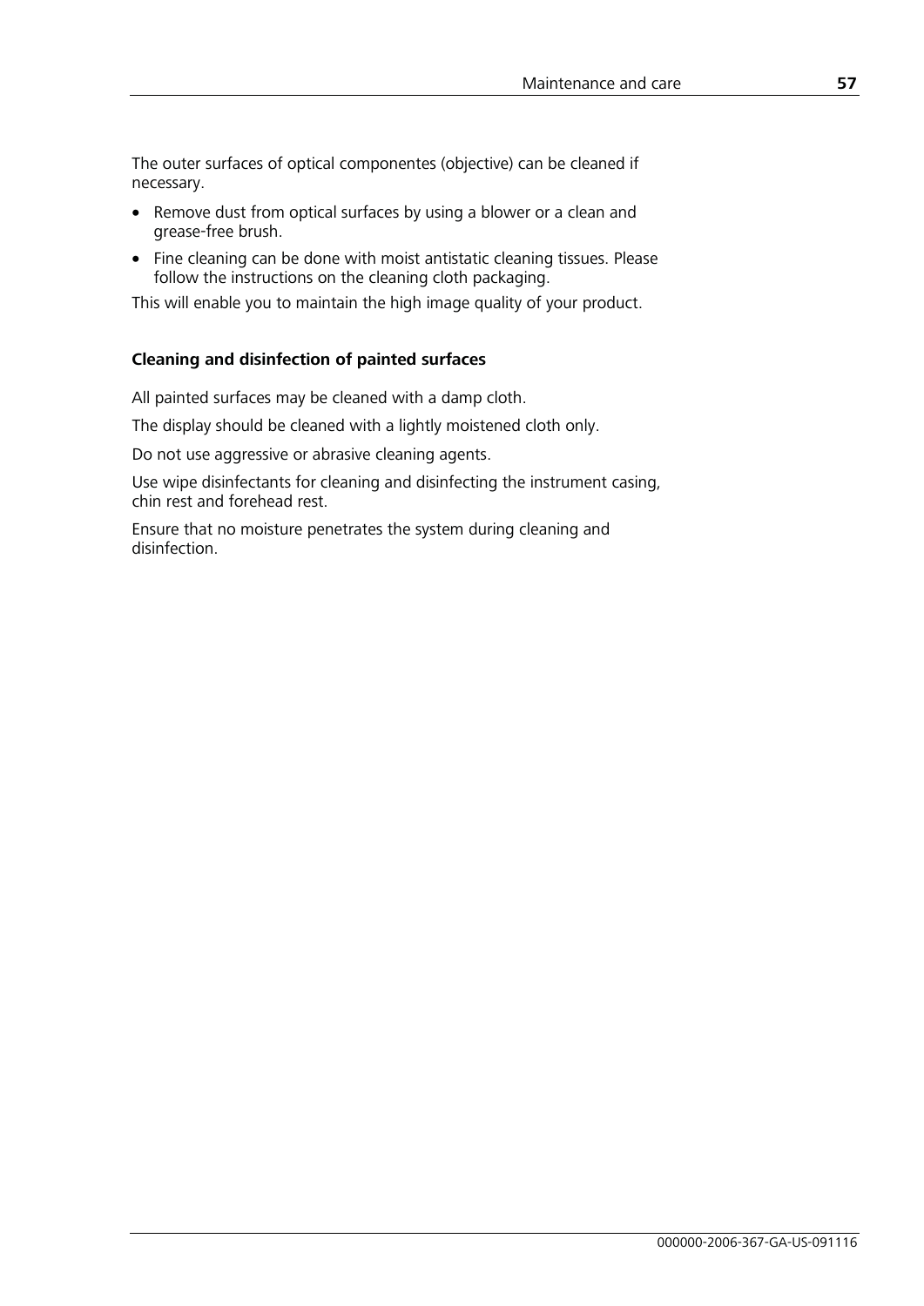The outer surfaces of optical componentes (objective) can be cleaned if necessary.

- Remove dust from optical surfaces by using a blower or a clean and grease-free brush.
- Fine cleaning can be done with moist antistatic cleaning tissues. Please follow the instructions on the cleaning cloth packaging.

This will enable you to maintain the high image quality of your product.

### Cleaning and disinfection of painted surfaces

All painted surfaces may be cleaned with a damp cloth.

The display should be cleaned with a lightly moistened cloth only.

Do not use aggressive or abrasive cleaning agents.

Use wipe disinfectants for cleaning and disinfecting the instrument casing, chin rest and forehead rest.

Ensure that no moisture penetrates the system during cleaning and disinfection.